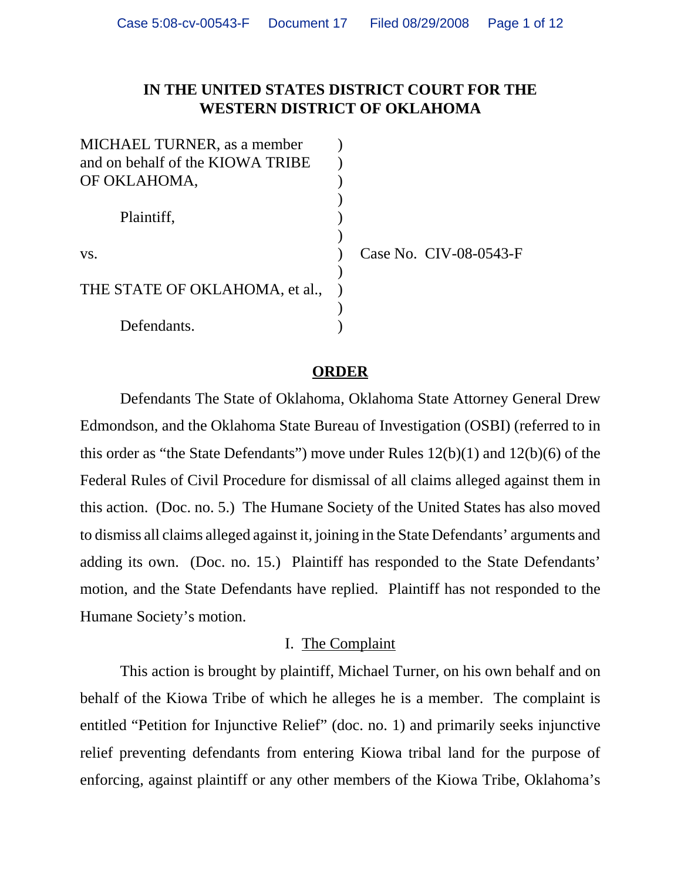# IN THE UNITED STATES DISTRICT COURT FOR THE WESTERN DISTRICT OF OKLAHOMA

| | | |
|---|---|---|
| MICHAEL TURNER, as a member and on behalf of the KIOWA TRIBE OF OKLAHOMA, | ) | |
| Plaintiff, | ) | |
| vs. | ) | Case No. CIV-08-0543-F |
| THE STATE OF OKLAHOMA, et al., | ) | |
| Defendants. | ) | |

## ORDER

Defendants The State of Oklahoma, Oklahoma State Attorney General Drew Edmondson, and the Oklahoma State Bureau of Investigation (OSBI) (referred to in this order as "the State Defendants") move under Rules 12(b)(1) and 12(b)(6) of the Federal Rules of Civil Procedure for dismissal of all claims alleged against them in this action. (Doc. no. 5.) The Humane Society of the United States has also moved to dismiss all claims alleged against it, joining in the State Defendants' arguments and adding its own. (Doc. no. 15.) Plaintiff has responded to the State Defendants' motion, and the State Defendants have replied. Plaintiff has not responded to the Humane Society's motion.

### I. The Complaint

This action is brought by plaintiff, Michael Turner, on his own behalf and on behalf of the Kiowa Tribe of which he alleges he is a member. The complaint is entitled "Petition for Injunctive Relief" (doc. no. 1) and primarily seeks injunctive relief preventing defendants from entering Kiowa tribal land for the purpose of enforcing, against plaintiff or any other members of the Kiowa Tribe, Oklahoma's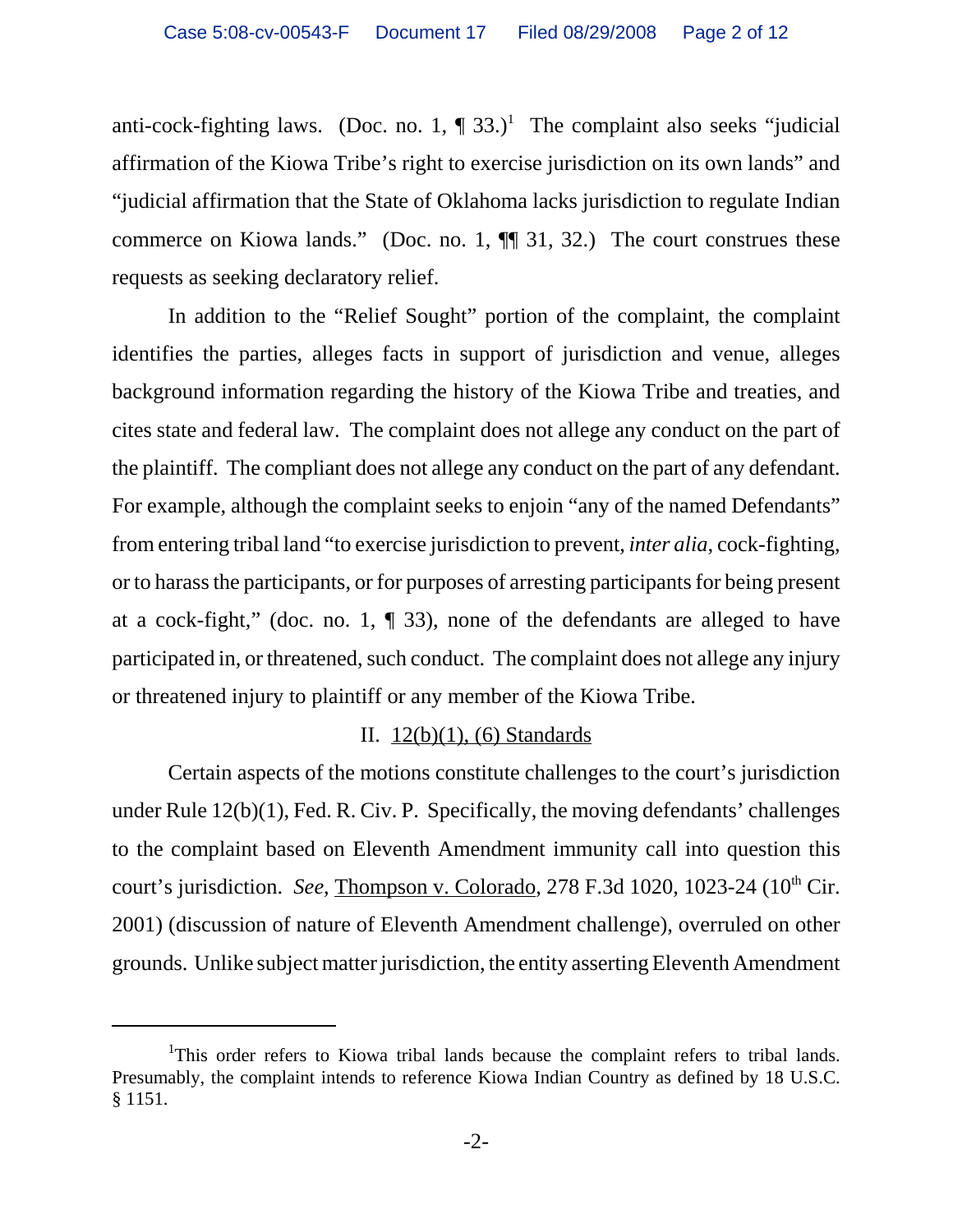anti-cock-fighting laws. (Doc. no. 1, ¶ 33.)[1] The complaint also seeks "judicial affirmation of the Kiowa Tribe's right to exercise jurisdiction on its own lands" and "judicial affirmation that the State of Oklahoma lacks jurisdiction to regulate Indian commerce on Kiowa lands." (Doc. no. 1, ¶¶ 31, 32.) The court construes these requests as seeking declaratory relief.

In addition to the "Relief Sought" portion of the complaint, the complaint identifies the parties, alleges facts in support of jurisdiction and venue, alleges background information regarding the history of the Kiowa Tribe and treaties, and cites state and federal law. The complaint does not allege any conduct on the part of the plaintiff. The compliant does not allege any conduct on the part of any defendant. For example, although the complaint seeks to enjoin "any of the named Defendants" from entering tribal land "to exercise jurisdiction to prevent, *inter alia*, cock-fighting, or to harass the participants, or for purposes of arresting participants for being present at a cock-fight," (doc. no. 1, ¶ 33), none of the defendants are alleged to have participated in, or threatened, such conduct. The complaint does not allege any injury or threatened injury to plaintiff or any member of the Kiowa Tribe.

## II. 12(b)(1), (6) Standards

Certain aspects of the motions constitute challenges to the court's jurisdiction under Rule 12(b)(1), Fed. R. Civ. P. Specifically, the moving defendants' challenges to the complaint based on Eleventh Amendment immunity call into question this court's jurisdiction. *See*, Thompson v. Colorado, 278 F.3d 1020, 1023-24 (10th Cir. 2001) (discussion of nature of Eleventh Amendment challenge), overruled on other grounds. Unlike subject matter jurisdiction, the entity asserting Eleventh Amendment

---

[1] This order refers to Kiowa tribal lands because the complaint refers to tribal lands. Presumably, the complaint intends to reference Kiowa Indian Country as defined by 18 U.S.C. § 1151.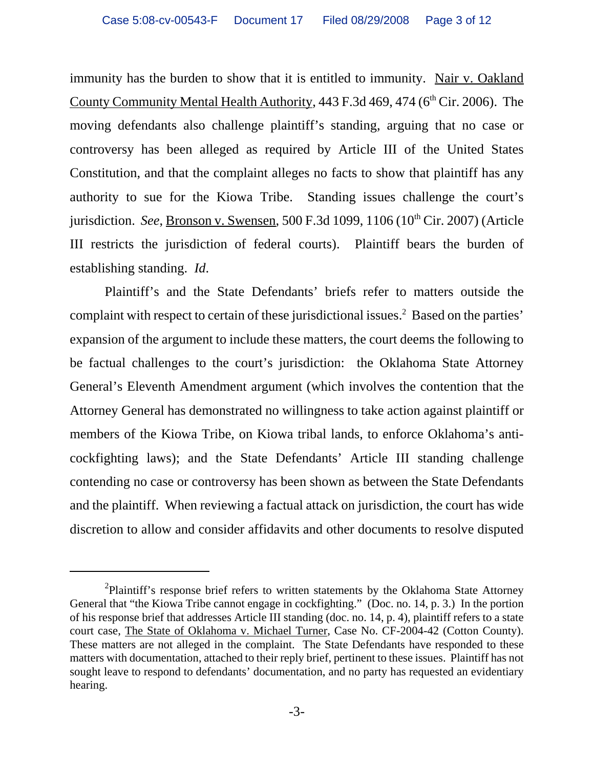immunity has the burden to show that it is entitled to immunity. Nair v. Oakland County Community Mental Health Authority, 443 F.3d 469, 474 (6th Cir. 2006). The moving defendants also challenge plaintiff's standing, arguing that no case or controversy has been alleged as required by Article III of the United States Constitution, and that the complaint alleges no facts to show that plaintiff has any authority to sue for the Kiowa Tribe. Standing issues challenge the court's jurisdiction. *See*, Bronson v. Swensen, 500 F.3d 1099, 1106 (10th Cir. 2007) (Article III restricts the jurisdiction of federal courts). Plaintiff bears the burden of establishing standing. *Id*.

Plaintiff's and the State Defendants' briefs refer to matters outside the complaint with respect to certain of these jurisdictional issues.[2] Based on the parties' expansion of the argument to include these matters, the court deems the following to be factual challenges to the court's jurisdiction: the Oklahoma State Attorney General's Eleventh Amendment argument (which involves the contention that the Attorney General has demonstrated no willingness to take action against plaintiff or members of the Kiowa Tribe, on Kiowa tribal lands, to enforce Oklahoma's anti-cockfighting laws); and the State Defendants' Article III standing challenge contending no case or controversy has been shown as between the State Defendants and the plaintiff. When reviewing a factual attack on jurisdiction, the court has wide discretion to allow and consider affidavits and other documents to resolve disputed

---

[2]Plaintiff's response brief refers to written statements by the Oklahoma State Attorney General that "the Kiowa Tribe cannot engage in cockfighting." (Doc. no. 14, p. 3.) In the portion of his response brief that addresses Article III standing (doc. no. 14, p. 4), plaintiff refers to a state court case, The State of Oklahoma v. Michael Turner, Case No. CF-2004-42 (Cotton County). These matters are not alleged in the complaint. The State Defendants have responded to these matters with documentation, attached to their reply brief, pertinent to these issues. Plaintiff has not sought leave to respond to defendants' documentation, and no party has requested an evidentiary hearing.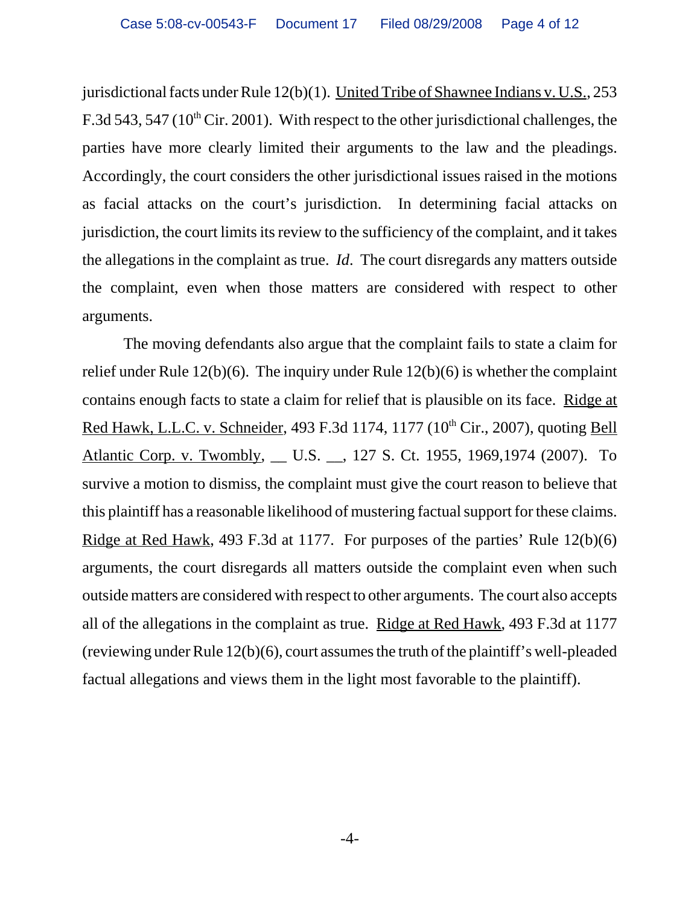jurisdictional facts under Rule 12(b)(1). United Tribe of Shawnee Indians v. U.S., 253 F.3d 543, 547 (10th Cir. 2001). With respect to the other jurisdictional challenges, the parties have more clearly limited their arguments to the law and the pleadings. Accordingly, the court considers the other jurisdictional issues raised in the motions as facial attacks on the court's jurisdiction. In determining facial attacks on jurisdiction, the court limits its review to the sufficiency of the complaint, and it takes the allegations in the complaint as true. *Id*. The court disregards any matters outside the complaint, even when those matters are considered with respect to other arguments.

The moving defendants also argue that the complaint fails to state a claim for relief under Rule 12(b)(6). The inquiry under Rule 12(b)(6) is whether the complaint contains enough facts to state a claim for relief that is plausible on its face. Ridge at Red Hawk, L.L.C. v. Schneider, 493 F.3d 1174, 1177 (10th Cir., 2007), quoting Bell Atlantic Corp. v. Twombly, __ U.S. __, 127 S. Ct. 1955, 1969,1974 (2007). To survive a motion to dismiss, the complaint must give the court reason to believe that this plaintiff has a reasonable likelihood of mustering factual support for these claims. Ridge at Red Hawk, 493 F.3d at 1177. For purposes of the parties' Rule 12(b)(6) arguments, the court disregards all matters outside the complaint even when such outside matters are considered with respect to other arguments. The court also accepts all of the allegations in the complaint as true. Ridge at Red Hawk, 493 F.3d at 1177 (reviewing under Rule 12(b)(6), court assumes the truth of the plaintiff's well-pleaded factual allegations and views them in the light most favorable to the plaintiff).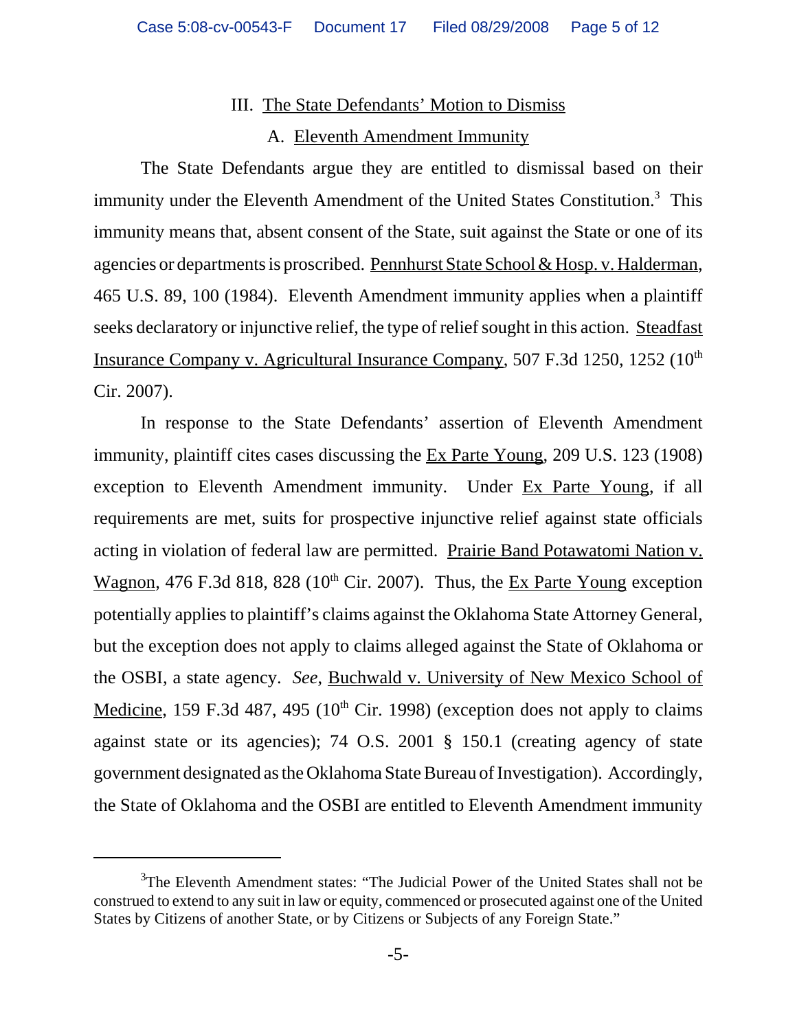### III. The State Defendants' Motion to Dismiss

#### A. Eleventh Amendment Immunity

The State Defendants argue they are entitled to dismissal based on their immunity under the Eleventh Amendment of the United States Constitution.[3] This immunity means that, absent consent of the State, suit against the State or one of its agencies or departments is proscribed. Pennhurst State School & Hosp. v. Halderman, 465 U.S. 89, 100 (1984). Eleventh Amendment immunity applies when a plaintiff seeks declaratory or injunctive relief, the type of relief sought in this action. Steadfast Insurance Company v. Agricultural Insurance Company, 507 F.3d 1250, 1252 (10th Cir. 2007).

In response to the State Defendants' assertion of Eleventh Amendment immunity, plaintiff cites cases discussing the Ex Parte Young, 209 U.S. 123 (1908) exception to Eleventh Amendment immunity. Under Ex Parte Young, if all requirements are met, suits for prospective injunctive relief against state officials acting in violation of federal law are permitted. Prairie Band Potawatomi Nation v. Wagnon, 476 F.3d 818, 828 (10th Cir. 2007). Thus, the Ex Parte Young exception potentially applies to plaintiff's claims against the Oklahoma State Attorney General, but the exception does not apply to claims alleged against the State of Oklahoma or the OSBI, a state agency. *See*, Buchwald v. University of New Mexico School of Medicine, 159 F.3d 487, 495 (10th Cir. 1998) (exception does not apply to claims against state or its agencies); 74 O.S. 2001 § 150.1 (creating agency of state government designated as the Oklahoma State Bureau of Investigation). Accordingly, the State of Oklahoma and the OSBI are entitled to Eleventh Amendment immunity

---

[3] The Eleventh Amendment states: "The Judicial Power of the United States shall not be construed to extend to any suit in law or equity, commenced or prosecuted against one of the United States by Citizens of another State, or by Citizens or Subjects of any Foreign State."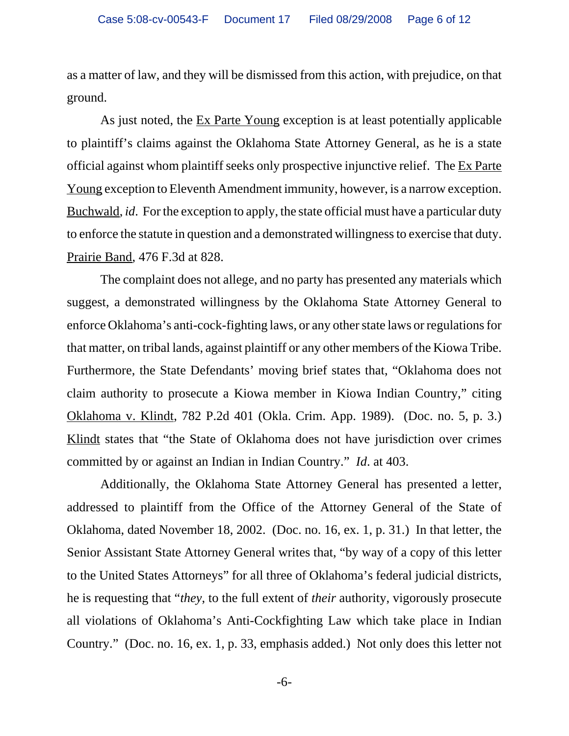as a matter of law, and they will be dismissed from this action, with prejudice, on that ground.

As just noted, the Ex Parte Young exception is at least potentially applicable to plaintiff's claims against the Oklahoma State Attorney General, as he is a state official against whom plaintiff seeks only prospective injunctive relief. The Ex Parte Young exception to Eleventh Amendment immunity, however, is a narrow exception. Buchwald, *id*. For the exception to apply, the state official must have a particular duty to enforce the statute in question and a demonstrated willingness to exercise that duty. Prairie Band, 476 F.3d at 828.

The complaint does not allege, and no party has presented any materials which suggest, a demonstrated willingness by the Oklahoma State Attorney General to enforce Oklahoma's anti-cock-fighting laws, or any other state laws or regulations for that matter, on tribal lands, against plaintiff or any other members of the Kiowa Tribe. Furthermore, the State Defendants' moving brief states that, "Oklahoma does not claim authority to prosecute a Kiowa member in Kiowa Indian Country," citing Oklahoma v. Klindt, 782 P.2d 401 (Okla. Crim. App. 1989). (Doc. no. 5, p. 3.) Klindt states that "the State of Oklahoma does not have jurisdiction over crimes committed by or against an Indian in Indian Country." *Id*. at 403.

Additionally, the Oklahoma State Attorney General has presented a letter, addressed to plaintiff from the Office of the Attorney General of the State of Oklahoma, dated November 18, 2002. (Doc. no. 16, ex. 1, p. 31.) In that letter, the Senior Assistant State Attorney General writes that, "by way of a copy of this letter to the United States Attorneys" for all three of Oklahoma's federal judicial districts, he is requesting that "*they*, to the full extent of *their* authority, vigorously prosecute all violations of Oklahoma's Anti-Cockfighting Law which take place in Indian Country." (Doc. no. 16, ex. 1, p. 33, emphasis added.) Not only does this letter not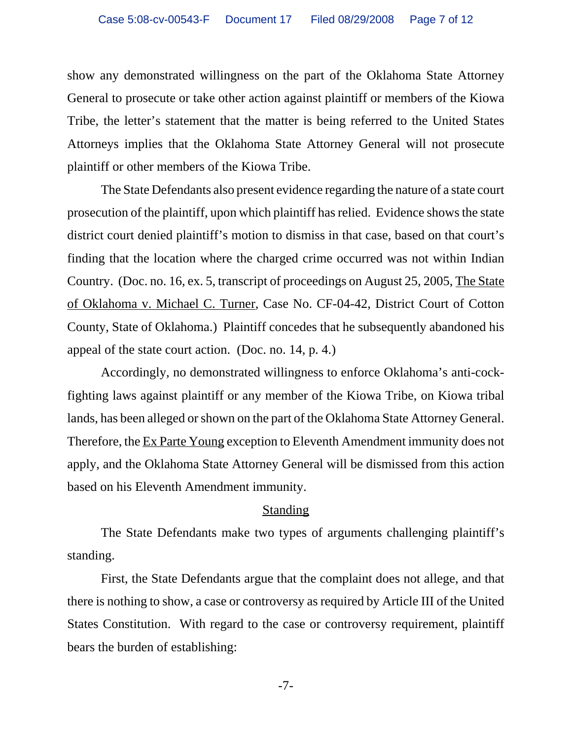show any demonstrated willingness on the part of the Oklahoma State Attorney General to prosecute or take other action against plaintiff or members of the Kiowa Tribe, the letter's statement that the matter is being referred to the United States Attorneys implies that the Oklahoma State Attorney General will not prosecute plaintiff or other members of the Kiowa Tribe.

The State Defendants also present evidence regarding the nature of a state court prosecution of the plaintiff, upon which plaintiff has relied. Evidence shows the state district court denied plaintiff's motion to dismiss in that case, based on that court's finding that the location where the charged crime occurred was not within Indian Country. (Doc. no. 16, ex. 5, transcript of proceedings on August 25, 2005, The State of Oklahoma v. Michael C. Turner, Case No. CF-04-42, District Court of Cotton County, State of Oklahoma.) Plaintiff concedes that he subsequently abandoned his appeal of the state court action. (Doc. no. 14, p. 4.)

Accordingly, no demonstrated willingness to enforce Oklahoma's anti-cock-fighting laws against plaintiff or any member of the Kiowa Tribe, on Kiowa tribal lands, has been alleged or shown on the part of the Oklahoma State Attorney General. Therefore, the Ex Parte Young exception to Eleventh Amendment immunity does not apply, and the Oklahoma State Attorney General will be dismissed from this action based on his Eleventh Amendment immunity.

## Standing

The State Defendants make two types of arguments challenging plaintiff's standing.

First, the State Defendants argue that the complaint does not allege, and that there is nothing to show, a case or controversy as required by Article III of the United States Constitution. With regard to the case or controversy requirement, plaintiff bears the burden of establishing: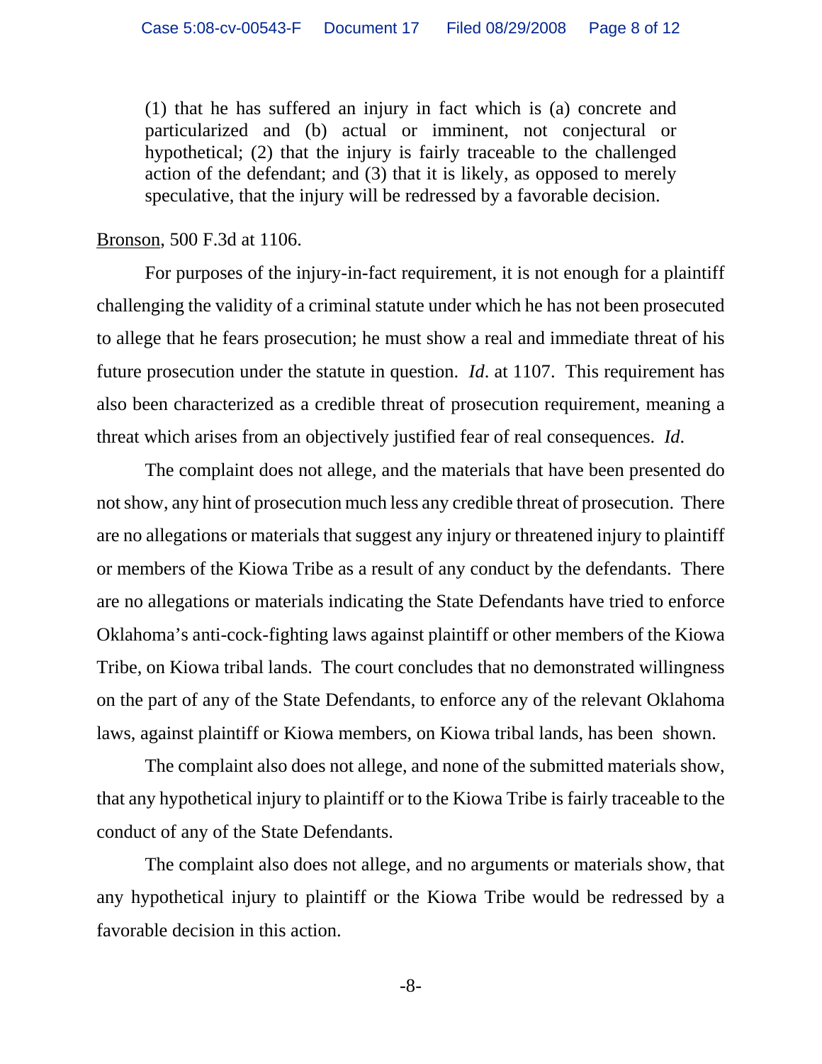> (1) that he has suffered an injury in fact which is (a) concrete and particularized and (b) actual or imminent, not conjectural or hypothetical; (2) that the injury is fairly traceable to the challenged action of the defendant; and (3) that it is likely, as opposed to merely speculative, that the injury will be redressed by a favorable decision.

Bronson, 500 F.3d at 1106.

For purposes of the injury-in-fact requirement, it is not enough for a plaintiff challenging the validity of a criminal statute under which he has not been prosecuted to allege that he fears prosecution; he must show a real and immediate threat of his future prosecution under the statute in question. *Id*. at 1107. This requirement has also been characterized as a credible threat of prosecution requirement, meaning a threat which arises from an objectively justified fear of real consequences. *Id*.

The complaint does not allege, and the materials that have been presented do not show, any hint of prosecution much less any credible threat of prosecution. There are no allegations or materials that suggest any injury or threatened injury to plaintiff or members of the Kiowa Tribe as a result of any conduct by the defendants. There are no allegations or materials indicating the State Defendants have tried to enforce Oklahoma's anti-cock-fighting laws against plaintiff or other members of the Kiowa Tribe, on Kiowa tribal lands. The court concludes that no demonstrated willingness on the part of any of the State Defendants, to enforce any of the relevant Oklahoma laws, against plaintiff or Kiowa members, on Kiowa tribal lands, has been shown.

The complaint also does not allege, and none of the submitted materials show, that any hypothetical injury to plaintiff or to the Kiowa Tribe is fairly traceable to the conduct of any of the State Defendants.

The complaint also does not allege, and no arguments or materials show, that any hypothetical injury to plaintiff or the Kiowa Tribe would be redressed by a favorable decision in this action.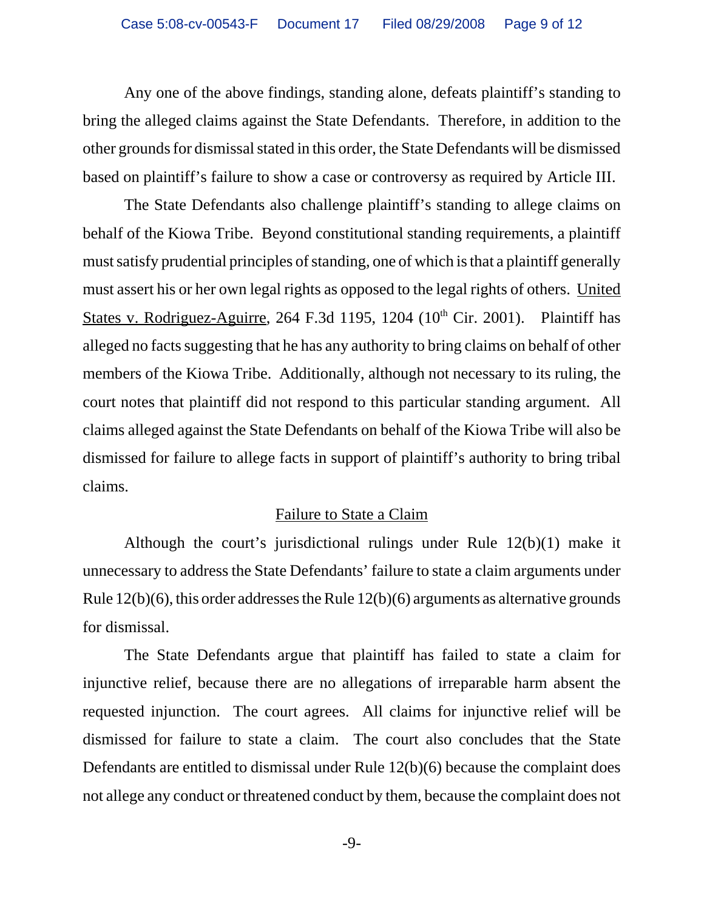Any one of the above findings, standing alone, defeats plaintiff's standing to bring the alleged claims against the State Defendants. Therefore, in addition to the other grounds for dismissal stated in this order, the State Defendants will be dismissed based on plaintiff's failure to show a case or controversy as required by Article III.

The State Defendants also challenge plaintiff's standing to allege claims on behalf of the Kiowa Tribe. Beyond constitutional standing requirements, a plaintiff must satisfy prudential principles of standing, one of which is that a plaintiff generally must assert his or her own legal rights as opposed to the legal rights of others. United States v. Rodriguez-Aguirre, 264 F.3d 1195, 1204 (10th Cir. 2001). Plaintiff has alleged no facts suggesting that he has any authority to bring claims on behalf of other members of the Kiowa Tribe. Additionally, although not necessary to its ruling, the court notes that plaintiff did not respond to this particular standing argument. All claims alleged against the State Defendants on behalf of the Kiowa Tribe will also be dismissed for failure to allege facts in support of plaintiff's authority to bring tribal claims.

## Failure to State a Claim

Although the court's jurisdictional rulings under Rule 12(b)(1) make it unnecessary to address the State Defendants' failure to state a claim arguments under Rule 12(b)(6), this order addresses the Rule 12(b)(6) arguments as alternative grounds for dismissal.

The State Defendants argue that plaintiff has failed to state a claim for injunctive relief, because there are no allegations of irreparable harm absent the requested injunction. The court agrees. All claims for injunctive relief will be dismissed for failure to state a claim. The court also concludes that the State Defendants are entitled to dismissal under Rule 12(b)(6) because the complaint does not allege any conduct or threatened conduct by them, because the complaint does not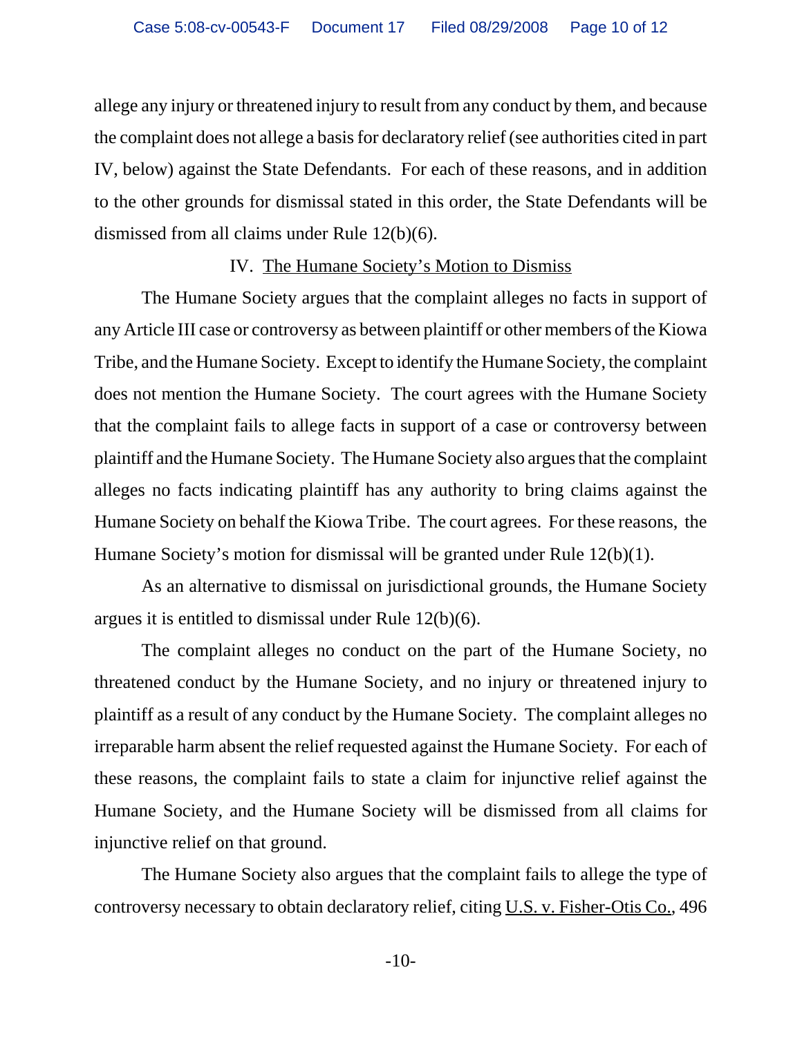allege any injury or threatened injury to result from any conduct by them, and because the complaint does not allege a basis for declaratory relief (see authorities cited in part IV, below) against the State Defendants. For each of these reasons, and in addition to the other grounds for dismissal stated in this order, the State Defendants will be dismissed from all claims under Rule 12(b)(6).

## IV. The Humane Society's Motion to Dismiss

The Humane Society argues that the complaint alleges no facts in support of any Article III case or controversy as between plaintiff or other members of the Kiowa Tribe, and the Humane Society. Except to identify the Humane Society, the complaint does not mention the Humane Society. The court agrees with the Humane Society that the complaint fails to allege facts in support of a case or controversy between plaintiff and the Humane Society. The Humane Society also argues that the complaint alleges no facts indicating plaintiff has any authority to bring claims against the Humane Society on behalf the Kiowa Tribe. The court agrees. For these reasons, the Humane Society's motion for dismissal will be granted under Rule 12(b)(1).

As an alternative to dismissal on jurisdictional grounds, the Humane Society argues it is entitled to dismissal under Rule 12(b)(6).

The complaint alleges no conduct on the part of the Humane Society, no threatened conduct by the Humane Society, and no injury or threatened injury to plaintiff as a result of any conduct by the Humane Society. The complaint alleges no irreparable harm absent the relief requested against the Humane Society. For each of these reasons, the complaint fails to state a claim for injunctive relief against the Humane Society, and the Humane Society will be dismissed from all claims for injunctive relief on that ground.

The Humane Society also argues that the complaint fails to allege the type of controversy necessary to obtain declaratory relief, citing U.S. v. Fisher-Otis Co., 496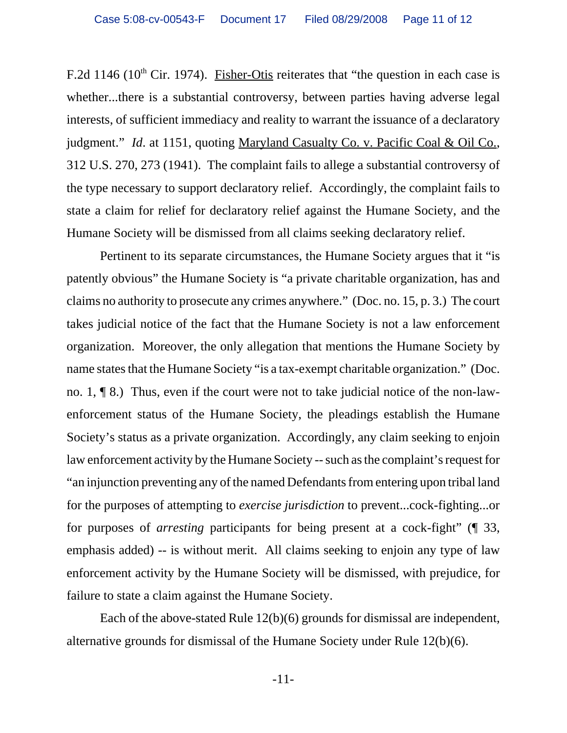F.2d 1146 (10th Cir. 1974). Fisher-Otis reiterates that "the question in each case is whether...there is a substantial controversy, between parties having adverse legal interests, of sufficient immediacy and reality to warrant the issuance of a declaratory judgment." *Id*. at 1151, quoting Maryland Casualty Co. v. Pacific Coal & Oil Co., 312 U.S. 270, 273 (1941). The complaint fails to allege a substantial controversy of the type necessary to support declaratory relief. Accordingly, the complaint fails to state a claim for relief for declaratory relief against the Humane Society, and the Humane Society will be dismissed from all claims seeking declaratory relief.

Pertinent to its separate circumstances, the Humane Society argues that it "is patently obvious" the Humane Society is "a private charitable organization, has and claims no authority to prosecute any crimes anywhere." (Doc. no. 15, p. 3.) The court takes judicial notice of the fact that the Humane Society is not a law enforcement organization. Moreover, the only allegation that mentions the Humane Society by name states that the Humane Society "is a tax-exempt charitable organization." (Doc. no. 1, ¶ 8.) Thus, even if the court were not to take judicial notice of the non-law-enforcement status of the Humane Society, the pleadings establish the Humane Society's status as a private organization. Accordingly, any claim seeking to enjoin law enforcement activity by the Humane Society -- such as the complaint's request for "an injunction preventing any of the named Defendants from entering upon tribal land for the purposes of attempting to *exercise jurisdiction* to prevent...cock-fighting...or for purposes of *arresting* participants for being present at a cock-fight" (¶ 33, emphasis added) -- is without merit. All claims seeking to enjoin any type of law enforcement activity by the Humane Society will be dismissed, with prejudice, for failure to state a claim against the Humane Society.

Each of the above-stated Rule 12(b)(6) grounds for dismissal are independent, alternative grounds for dismissal of the Humane Society under Rule 12(b)(6).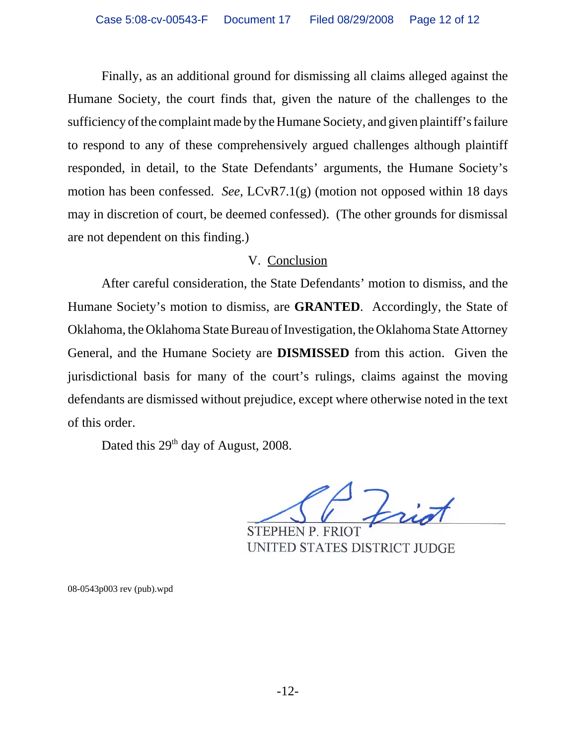Finally, as an additional ground for dismissing all claims alleged against the Humane Society, the court finds that, given the nature of the challenges to the sufficiency of the complaint made by the Humane Society, and given plaintiff's failure to respond to any of these comprehensively argued challenges although plaintiff responded, in detail, to the State Defendants' arguments, the Humane Society's motion has been confessed. *See*, LCvR7.1(g) (motion not opposed within 18 days may in discretion of court, be deemed confessed). (The other grounds for dismissal are not dependent on this finding.)

## V. Conclusion

After careful consideration, the State Defendants' motion to dismiss, and the Humane Society's motion to dismiss, are **GRANTED**. Accordingly, the State of Oklahoma, the Oklahoma State Bureau of Investigation, the Oklahoma State Attorney General, and the Humane Society are **DISMISSED** from this action. Given the jurisdictional basis for many of the court's rulings, claims against the moving defendants are dismissed without prejudice, except where otherwise noted in the text of this order.

Dated this 29th day of August, 2008.

STEPHEN P. FRIOT
UNITED STATES DISTRICT JUDGE

08-0543p003 rev (pub).wpd